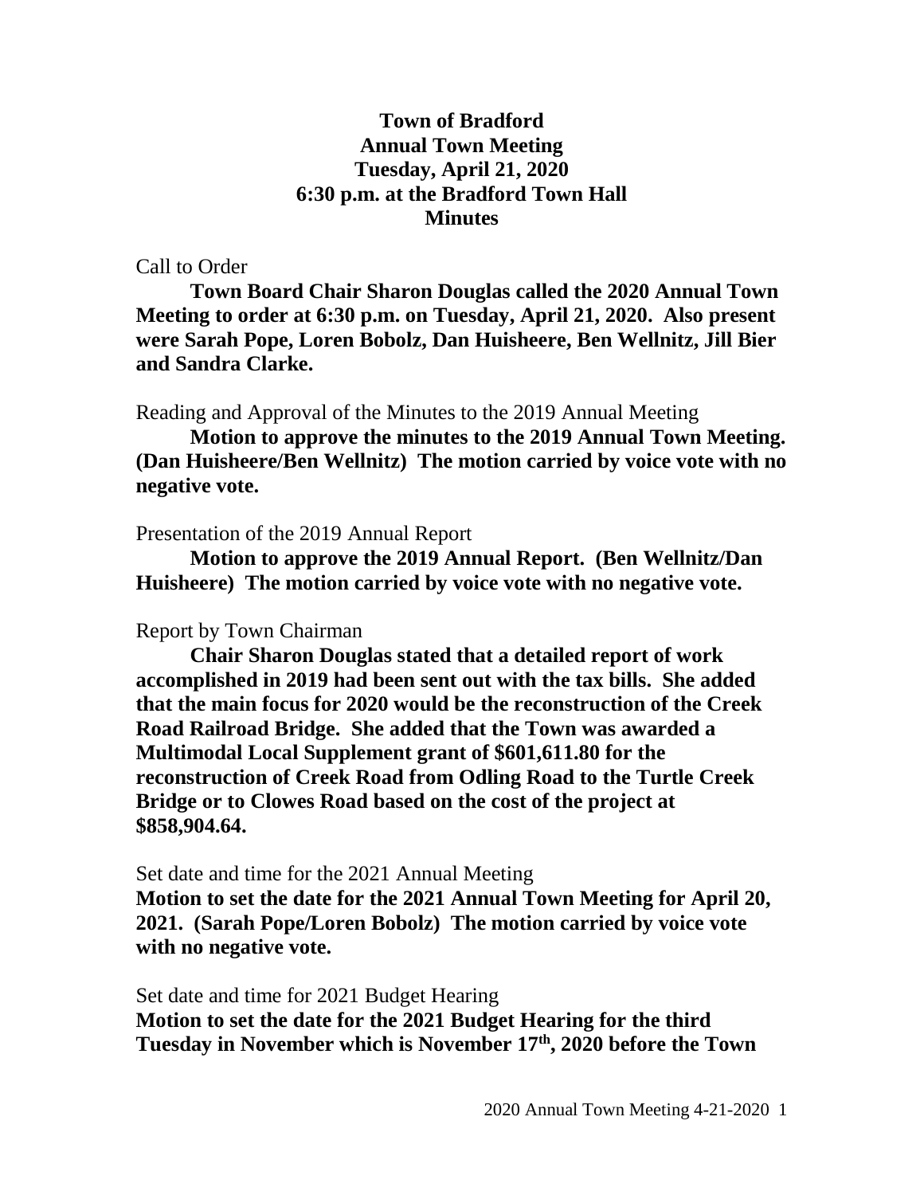# Town of Bradford
## Annual Town Meeting
## Tuesday, April 21, 2020
## 6:30 p.m. at the Bradford Town Hall
## Minutes

Call to Order

**Town Board Chair Sharon Douglas called the 2020 Annual Town Meeting to order at 6:30 p.m. on Tuesday, April 21, 2020. Also present were Sarah Pope, Loren Bobolz, Dan Huisheere, Ben Wellnitz, Jill Bier and Sandra Clarke.**

Reading and Approval of the Minutes to the 2019 Annual Meeting

**Motion to approve the minutes to the 2019 Annual Town Meeting. (Dan Huisheere/Ben Wellnitz) The motion carried by voice vote with no negative vote.**

Presentation of the 2019 Annual Report

**Motion to approve the 2019 Annual Report. (Ben Wellnitz/Dan Huisheere) The motion carried by voice vote with no negative vote.**

Report by Town Chairman

**Chair Sharon Douglas stated that a detailed report of work accomplished in 2019 had been sent out with the tax bills. She added that the main focus for 2020 would be the reconstruction of the Creek Road Railroad Bridge. She added that the Town was awarded a Multimodal Local Supplement grant of $601,611.80 for the reconstruction of Creek Road from Odling Road to the Turtle Creek Bridge or to Clowes Road based on the cost of the project at $858,904.64.**

Set date and time for the 2021 Annual Meeting

**Motion to set the date for the 2021 Annual Town Meeting for April 20, 2021. (Sarah Pope/Loren Bobolz) The motion carried by voice vote with no negative vote.**

Set date and time for 2021 Budget Hearing

**Motion to set the date for the 2021 Budget Hearing for the third Tuesday in November which is November 17th, 2020 before the Town**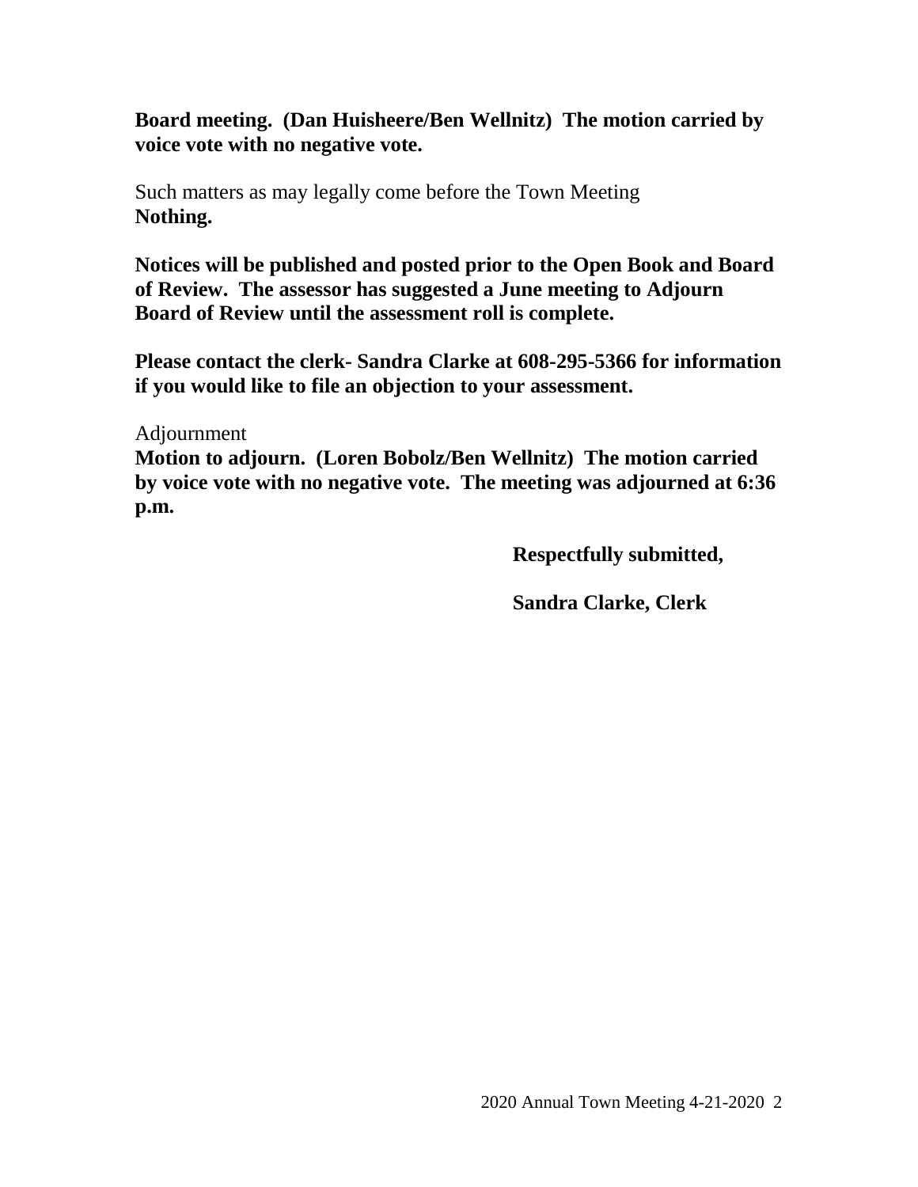**Board meeting. (Dan Huisheere/Ben Wellnitz) The motion carried by voice vote with no negative vote.**

Such matters as may legally come before the Town Meeting
**Nothing.**

**Notices will be published and posted prior to the Open Book and Board of Review. The assessor has suggested a June meeting to Adjourn Board of Review until the assessment roll is complete.**

**Please contact the clerk- Sandra Clarke at 608-295-5366 for information if you would like to file an objection to your assessment.**

Adjournment
**Motion to adjourn. (Loren Bobolz/Ben Wellnitz) The motion carried by voice vote with no negative vote. The meeting was adjourned at 6:36 p.m.**

**Respectfully submitted,**

**Sandra Clarke, Clerk**